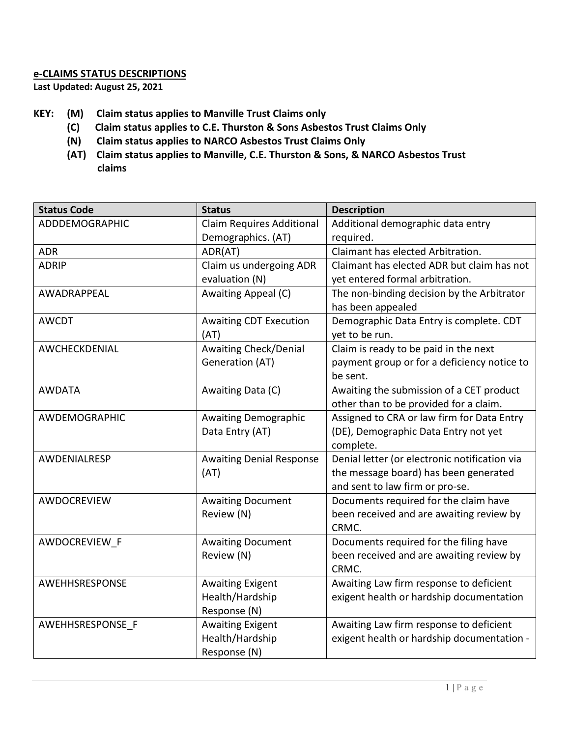**e-CLAIMS STATUS DESCRIPTIONS**

**Last Updated: August 25, 2021**

**KEY: (M) Claim status applies to Manville Trust Claims only**

**(C) Claim status applies to C.E. Thurston & Sons Asbestos Trust Claims Only**

**(N) Claim status applies to NARCO Asbestos Trust Claims Only**

**(AT) Claim status applies to Manville, C.E. Thurston & Sons, & NARCO Asbestos Trust claims**

| Status Code | Status | Description |
| --- | --- | --- |
| ADDDEMOGRAPHIC | Claim Requires Additional Demographics. (AT) | Additional demographic data entry required. |
| ADR | ADR(AT) | Claimant has elected Arbitration. |
| ADRIP | Claim us undergoing ADR evaluation (N) | Claimant has elected ADR but claim has not yet entered formal arbitration. |
| AWADRAPPEAL | Awaiting Appeal (C) | The non-binding decision by the Arbitrator has been appealed |
| AWCDT | Awaiting CDT Execution (AT) | Demographic Data Entry is complete. CDT yet to be run. |
| AWCHECKDENIAL | Awaiting Check/Denial Generation (AT) | Claim is ready to be paid in the next payment group or for a deficiency notice to be sent. |
| AWDATA | Awaiting Data (C) | Awaiting the submission of a CET product other than to be provided for a claim. |
| AWDEMOGRAPHIC | Awaiting Demographic Data Entry (AT) | Assigned to CRA or law firm for Data Entry (DE), Demographic Data Entry not yet complete. |
| AWDENIALRESP | Awaiting Denial Response (AT) | Denial letter (or electronic notification via the message board) has been generated and sent to law firm or pro-se. |
| AWDOCREVIEW | Awaiting Document Review (N) | Documents required for the claim have been received and are awaiting review by CRMC. |
| AWDOCREVIEW_F | Awaiting Document Review (N) | Documents required for the filing have been received and are awaiting review by CRMC. |
| AWEHHSRESPONSE | Awaiting Exigent Health/Hardship Response (N) | Awaiting Law firm response to deficient exigent health or hardship documentation |
| AWEHHSRESPONSE_F | Awaiting Exigent Health/Hardship Response (N) | Awaiting Law firm response to deficient exigent health or hardship documentation - |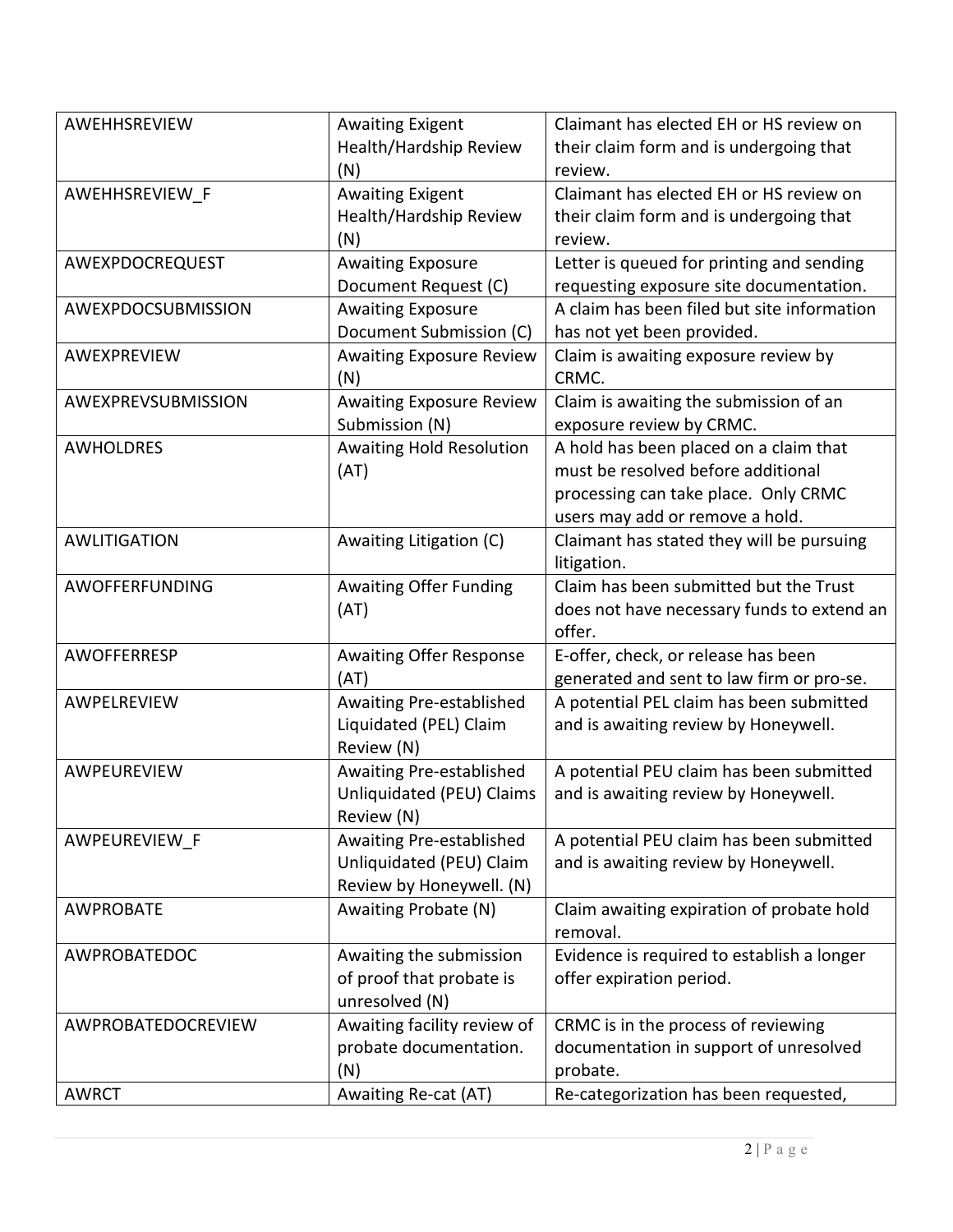| AWEHHSREVIEW | Awaiting Exigent Health/Hardship Review (N) | Claimant has elected EH or HS review on their claim form and is undergoing that review. |
|---|---|---|
| AWEHHSREVIEW_F | Awaiting Exigent Health/Hardship Review (N) | Claimant has elected EH or HS review on their claim form and is undergoing that review. |
| AWEXPDOCREQUEST | Awaiting Exposure Document Request (C) | Letter is queued for printing and sending requesting exposure site documentation. |
| AWEXPDOCSUBMISSION | Awaiting Exposure Document Submission (C) | A claim has been filed but site information has not yet been provided. |
| AWEXPREVIEW | Awaiting Exposure Review (N) | Claim is awaiting exposure review by CRMC. |
| AWEXPREVSUBMISSION | Awaiting Exposure Review Submission (N) | Claim is awaiting the submission of an exposure review by CRMC. |
| AWHOLDRES | Awaiting Hold Resolution (AT) | A hold has been placed on a claim that must be resolved before additional processing can take place. Only CRMC users may add or remove a hold. |
| AWLITIGATION | Awaiting Litigation (C) | Claimant has stated they will be pursuing litigation. |
| AWOFFERFUNDING | Awaiting Offer Funding (AT) | Claim has been submitted but the Trust does not have necessary funds to extend an offer. |
| AWOFFERRESP | Awaiting Offer Response (AT) | E-offer, check, or release has been generated and sent to law firm or pro-se. |
| AWPELREVIEW | Awaiting Pre-established Liquidated (PEL) Claim Review (N) | A potential PEL claim has been submitted and is awaiting review by Honeywell. |
| AWPEUREVIEW | Awaiting Pre-established Unliquidated (PEU) Claims Review (N) | A potential PEU claim has been submitted and is awaiting review by Honeywell. |
| AWPEUREVIEW_F | Awaiting Pre-established Unliquidated (PEU) Claim Review by Honeywell. (N) | A potential PEU claim has been submitted and is awaiting review by Honeywell. |
| AWPROBATE | Awaiting Probate (N) | Claim awaiting expiration of probate hold removal. |
| AWPROBATEDOC | Awaiting the submission of proof that probate is unresolved (N) | Evidence is required to establish a longer offer expiration period. |
| AWPROBATEDOCREVIEW | Awaiting facility review of probate documentation. (N) | CRMC is in the process of reviewing documentation in support of unresolved probate. |
| AWRCT | Awaiting Re-cat (AT) | Re-categorization has been requested, |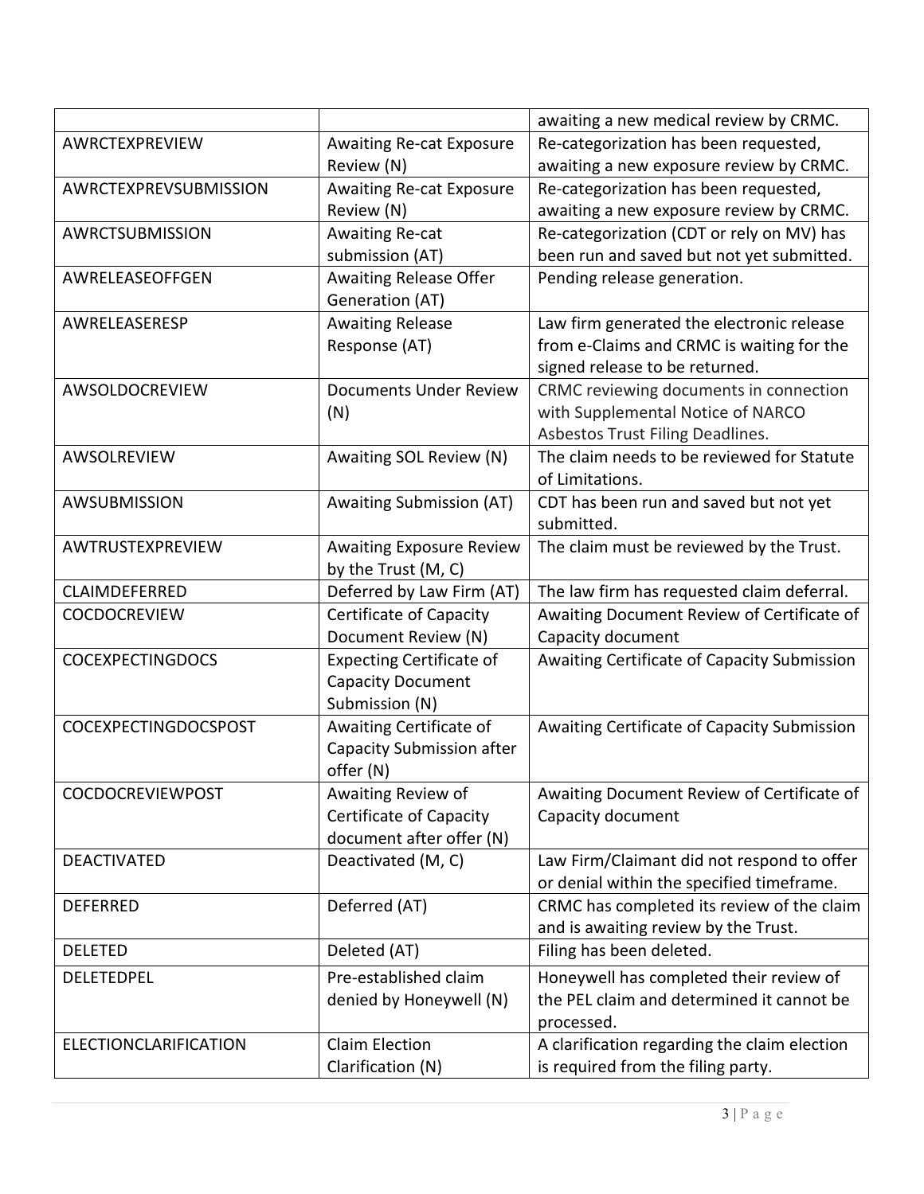| | | awaiting a new medical review by CRMC. |
|---|---|---|
| AWRCTEXPREVIEW | Awaiting Re-cat Exposure Review (N) | Re-categorization has been requested, awaiting a new exposure review by CRMC. |
| AWRCTEXPREVSUBMISSION | Awaiting Re-cat Exposure Review (N) | Re-categorization has been requested, awaiting a new exposure review by CRMC. |
| AWRCTSUBMISSION | Awaiting Re-cat submission (AT) | Re-categorization (CDT or rely on MV) has been run and saved but not yet submitted. |
| AWRELEASEOFFGEN | Awaiting Release Offer Generation (AT) | Pending release generation. |
| AWRELEASERESP | Awaiting Release Response (AT) | Law firm generated the electronic release from e-Claims and CRMC is waiting for the signed release to be returned. |
| AWSOLDOCREVIEW | Documents Under Review (N) | CRMC reviewing documents in connection with Supplemental Notice of NARCO Asbestos Trust Filing Deadlines. |
| AWSOLREVIEW | Awaiting SOL Review (N) | The claim needs to be reviewed for Statute of Limitations. |
| AWSUBMISSION | Awaiting Submission (AT) | CDT has been run and saved but not yet submitted. |
| AWTRUSTEXPREVIEW | Awaiting Exposure Review by the Trust (M, C) | The claim must be reviewed by the Trust. |
| CLAIMDEFERRED | Deferred by Law Firm (AT) | The law firm has requested claim deferral. |
| COCDOCREVIEW | Certificate of Capacity Document Review (N) | Awaiting Document Review of Certificate of Capacity document |
| COCEXPECTINGDOCS | Expecting Certificate of Capacity Document Submission (N) | Awaiting Certificate of Capacity Submission |
| COCEXPECTINGDOCSPOST | Awaiting Certificate of Capacity Submission after offer (N) | Awaiting Certificate of Capacity Submission |
| COCDOCREVIEWPOST | Awaiting Review of Certificate of Capacity document after offer (N) | Awaiting Document Review of Certificate of Capacity document |
| DEACTIVATED | Deactivated (M, C) | Law Firm/Claimant did not respond to offer or denial within the specified timeframe. |
| DEFERRED | Deferred (AT) | CRMC has completed its review of the claim and is awaiting review by the Trust. |
| DELETED | Deleted (AT) | Filing has been deleted. |
| DELETEDPEL | Pre-established claim denied by Honeywell (N) | Honeywell has completed their review of the PEL claim and determined it cannot be processed. |
| ELECTIONCLARIFICATION | Claim Election Clarification (N) | A clarification regarding the claim election is required from the filing party. |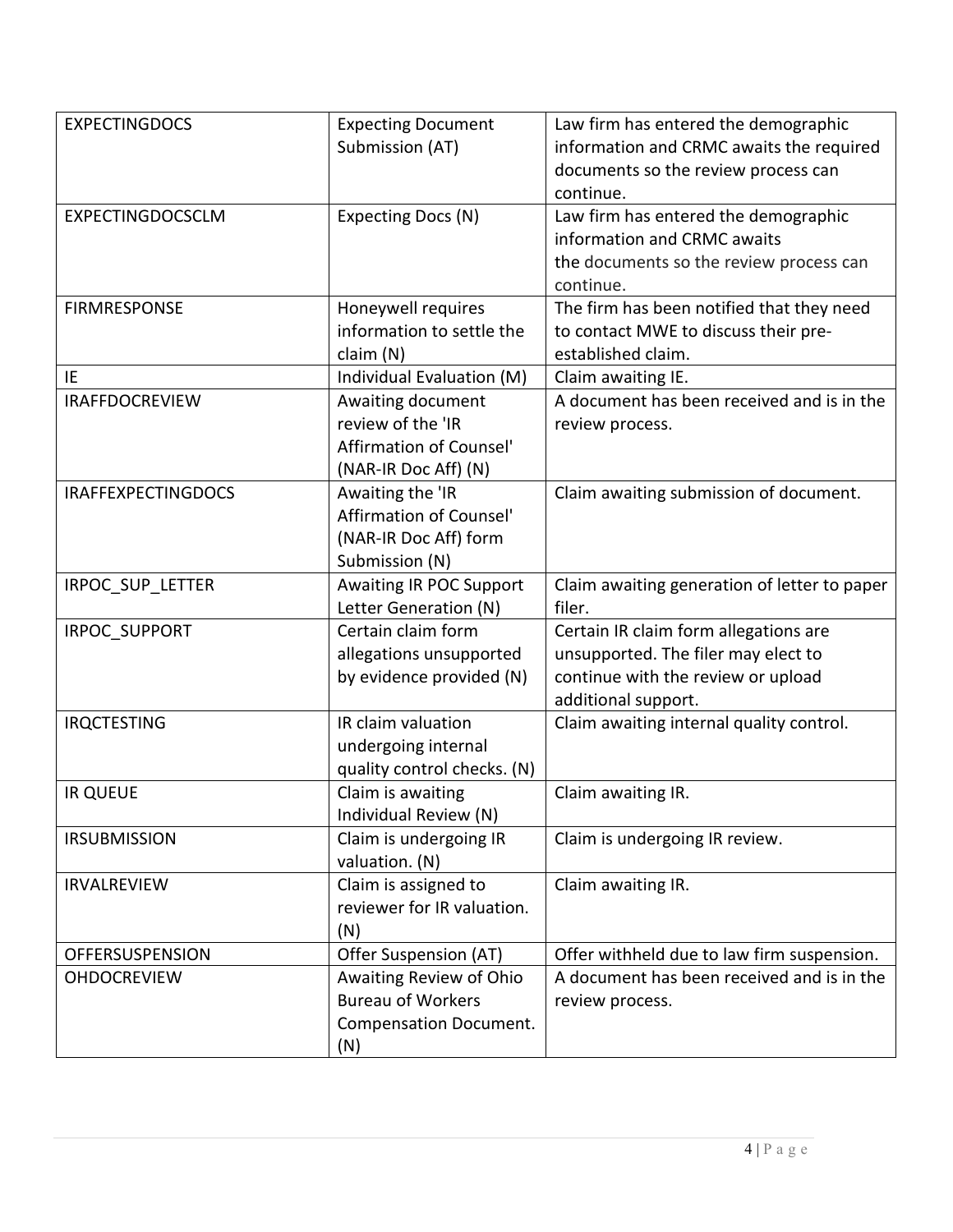| EXPECTINGDOCS | Expecting Document Submission (AT) | Law firm has entered the demographic information and CRMC awaits the required documents so the review process can continue. |
|---|---|---|
| EXPECTINGDOCSCLM | Expecting Docs (N) | Law firm has entered the demographic information and CRMC awaits the documents so the review process can continue. |
| FIRMRESPONSE | Honeywell requires information to settle the claim (N) | The firm has been notified that they need to contact MWE to discuss their pre-established claim. |
| IE | Individual Evaluation (M) | Claim awaiting IE. |
| IRAFFDOCREVIEW | Awaiting document review of the 'IR Affirmation of Counsel' (NAR-IR Doc Aff) (N) | A document has been received and is in the review process. |
| IRAFFEXPECTINGDOCS | Awaiting the 'IR Affirmation of Counsel' (NAR-IR Doc Aff) form Submission (N) | Claim awaiting submission of document. |
| IRPOC_SUP_LETTER | Awaiting IR POC Support Letter Generation (N) | Claim awaiting generation of letter to paper filer. |
| IRPOC_SUPPORT | Certain claim form allegations unsupported by evidence provided (N) | Certain IR claim form allegations are unsupported. The filer may elect to continue with the review or upload additional support. |
| IRQCTESTING | IR claim valuation undergoing internal quality control checks. (N) | Claim awaiting internal quality control. |
| IR QUEUE | Claim is awaiting Individual Review (N) | Claim awaiting IR. |
| IRSUBMISSION | Claim is undergoing IR valuation. (N) | Claim is undergoing IR review. |
| IRVALREVIEW | Claim is assigned to reviewer for IR valuation. (N) | Claim awaiting IR. |
| OFFERSUSPENSION | Offer Suspension (AT) | Offer withheld due to law firm suspension. |
| OHDOCREVIEW | Awaiting Review of Ohio Bureau of Workers Compensation Document. (N) | A document has been received and is in the review process. |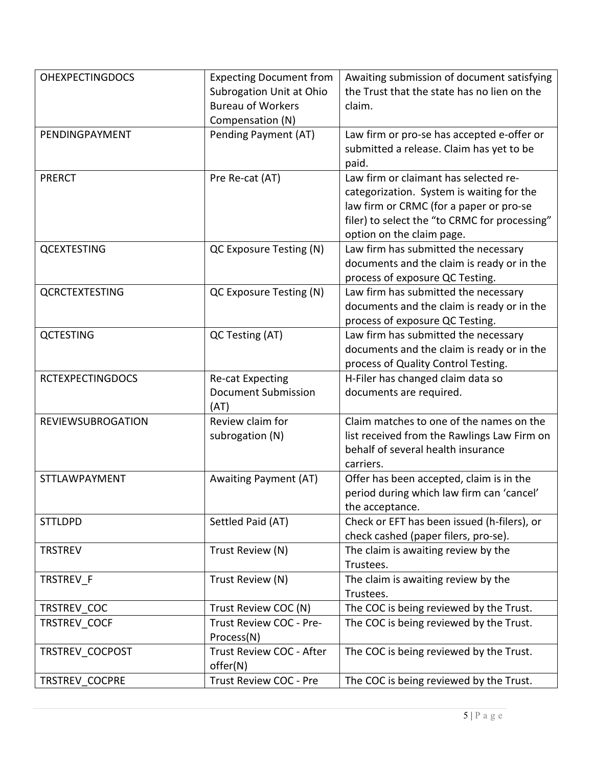| OHEXPECTINGDOCS | Expecting Document from Subrogation Unit at Ohio Bureau of Workers Compensation (N) | Awaiting submission of document satisfying the Trust that the state has no lien on the claim. |
|---|---|---|
| PENDINGPAYMENT | Pending Payment (AT) | Law firm or pro-se has accepted e-offer or submitted a release. Claim has yet to be paid. |
| PRERCT | Pre Re-cat (AT) | Law firm or claimant has selected re-categorization. System is waiting for the law firm or CRMC (for a paper or pro-se filer) to select the "to CRMC for processing" option on the claim page. |
| QCEXTESTING | QC Exposure Testing (N) | Law firm has submitted the necessary documents and the claim is ready or in the process of exposure QC Testing. |
| QCRCTEXTESTING | QC Exposure Testing (N) | Law firm has submitted the necessary documents and the claim is ready or in the process of exposure QC Testing. |
| QCTESTING | QC Testing (AT) | Law firm has submitted the necessary documents and the claim is ready or in the process of Quality Control Testing. |
| RCTEXPECTINGDOCS | Re-cat Expecting Document Submission (AT) | H-Filer has changed claim data so documents are required. |
| REVIEWSUBROGATION | Review claim for subrogation (N) | Claim matches to one of the names on the list received from the Rawlings Law Firm on behalf of several health insurance carriers. |
| STTLAWPAYMENT | Awaiting Payment (AT) | Offer has been accepted, claim is in the period during which law firm can 'cancel' the acceptance. |
| STTLDPD | Settled Paid (AT) | Check or EFT has been issued (h-filers), or check cashed (paper filers, pro-se). |
| TRSTREV | Trust Review (N) | The claim is awaiting review by the Trustees. |
| TRSTREV_F | Trust Review (N) | The claim is awaiting review by the Trustees. |
| TRSTREV_COC | Trust Review COC (N) | The COC is being reviewed by the Trust. |
| TRSTREV_COCF | Trust Review COC - Pre-Process(N) | The COC is being reviewed by the Trust. |
| TRSTREV_COCPOST | Trust Review COC - After offer(N) | The COC is being reviewed by the Trust. |
| TRSTREV_COCPRE | Trust Review COC - Pre | The COC is being reviewed by the Trust. |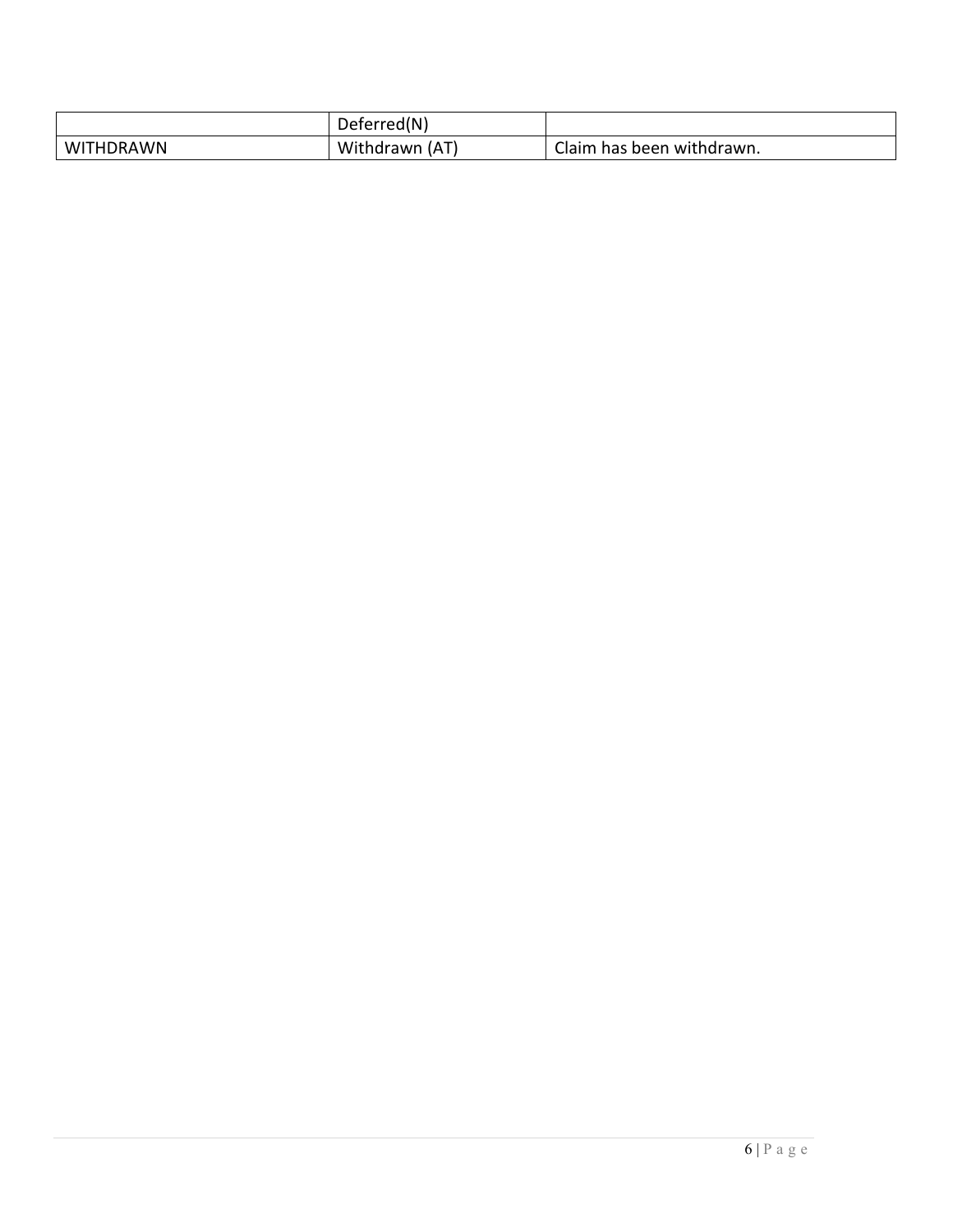| | | |
|---|---|---|
| | Deferred(N) | |
| WITHDRAWN | Withdrawn (AT) | Claim has been withdrawn. |